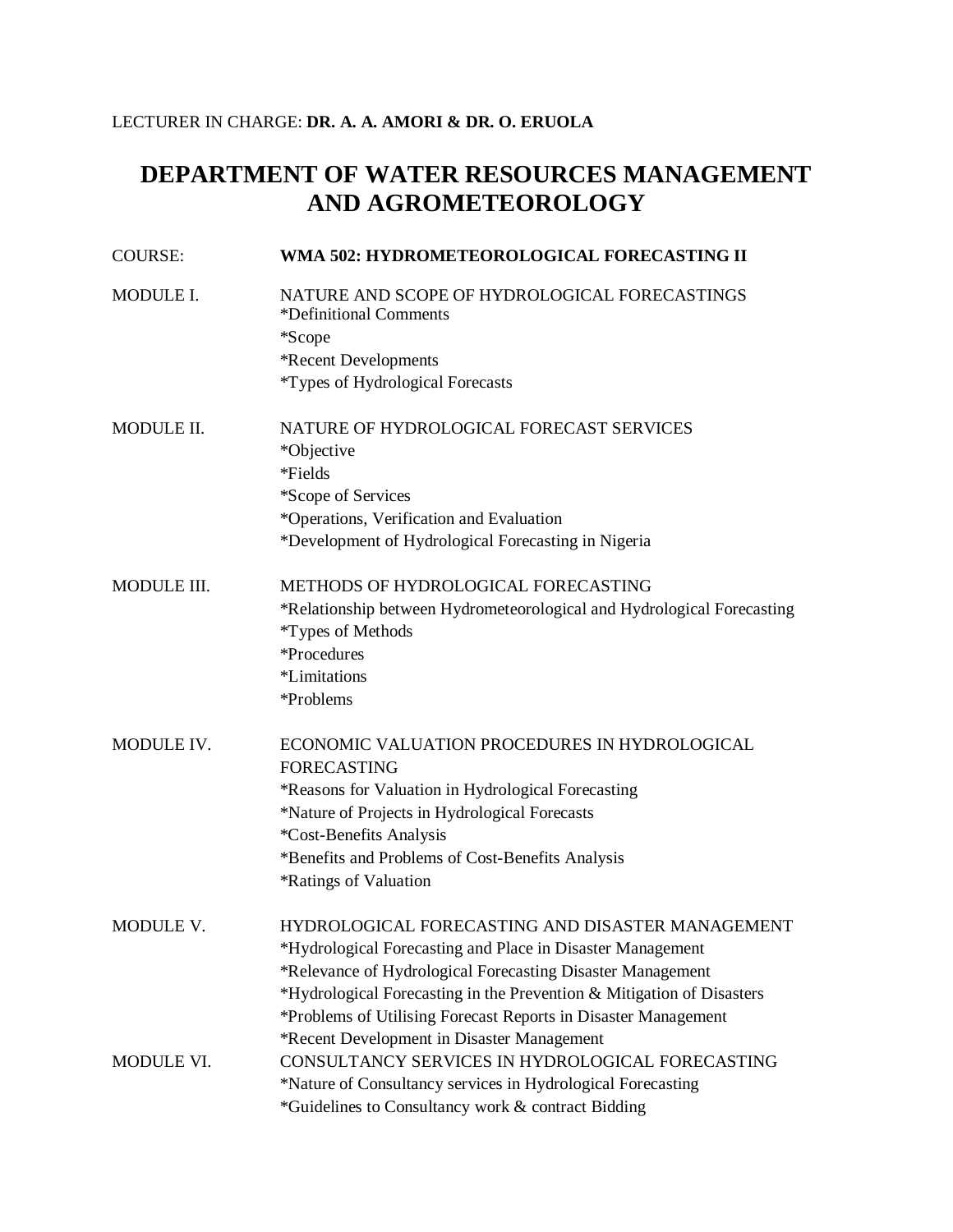LECTURER IN CHARGE: **DR. A. A. AMORI & DR. O. ERUOLA**

# DEPARTMENT OF WATER RESOURCES MANAGEMENT AND AGROMETEOROLOGY

COURSE: **WMA 502: HYDROMETEOROLOGICAL FORECASTING II**

MODULE I. NATURE AND SCOPE OF HYDROLOGICAL FORECASTINGS
*Definitional Comments
*Scope
*Recent Developments
*Types of Hydrological Forecasts

MODULE II. NATURE OF HYDROLOGICAL FORECAST SERVICES
*Objective
*Fields
*Scope of Services
*Operations, Verification and Evaluation
*Development of Hydrological Forecasting in Nigeria

MODULE III. METHODS OF HYDROLOGICAL FORECASTING
*Relationship between Hydrometeorological and Hydrological Forecasting
*Types of Methods
*Procedures
*Limitations
*Problems

MODULE IV. ECONOMIC VALUATION PROCEDURES IN HYDROLOGICAL FORECASTING
*Reasons for Valuation in Hydrological Forecasting
*Nature of Projects in Hydrological Forecasts
*Cost-Benefits Analysis
*Benefits and Problems of Cost-Benefits Analysis
*Ratings of Valuation

MODULE V. HYDROLOGICAL FORECASTING AND DISASTER MANAGEMENT
*Hydrological Forecasting and Place in Disaster Management
*Relevance of Hydrological Forecasting Disaster Management
*Hydrological Forecasting in the Prevention & Mitigation of Disasters
*Problems of Utilising Forecast Reports in Disaster Management
*Recent Development in Disaster Management

MODULE VI. CONSULTANCY SERVICES IN HYDROLOGICAL FORECASTING
*Nature of Consultancy services in Hydrological Forecasting
*Guidelines to Consultancy work & contract Bidding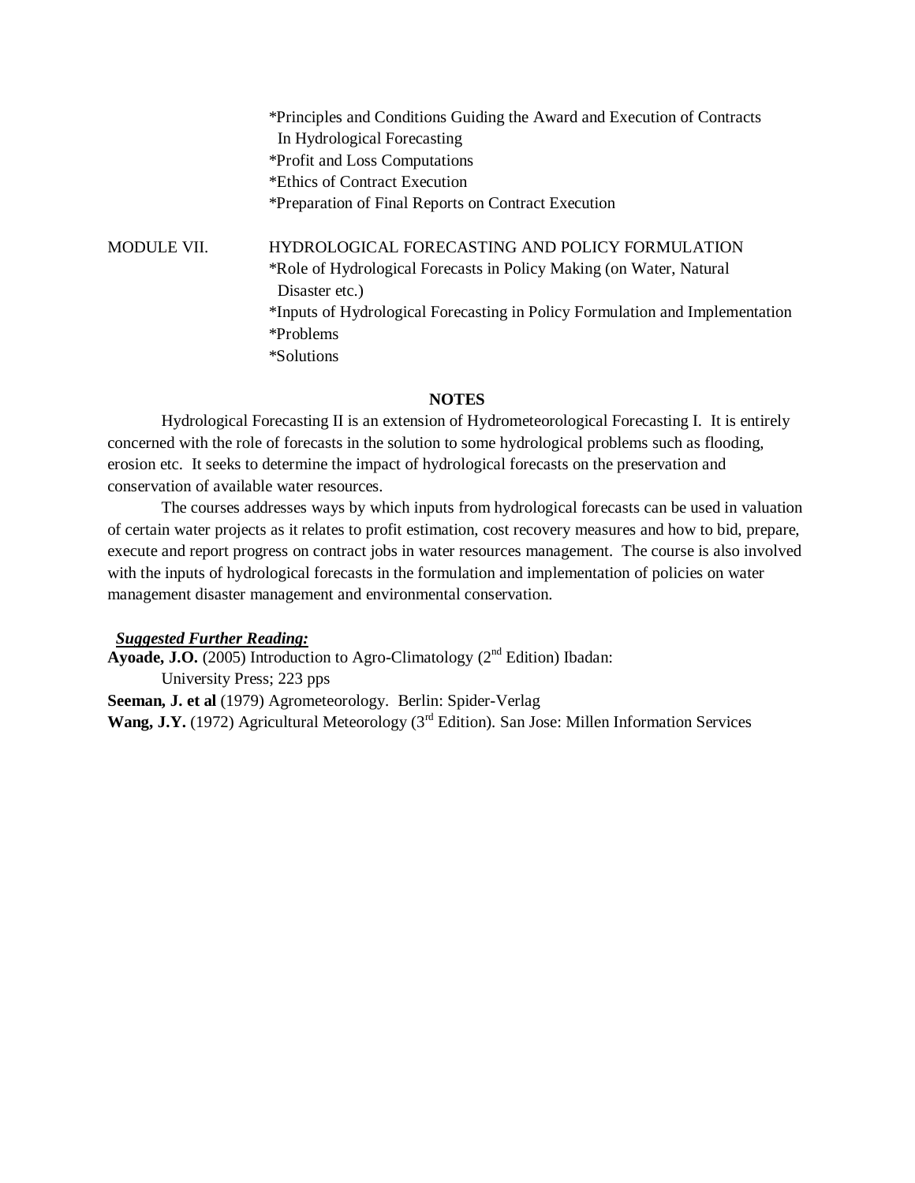*Principles and Conditions Guiding the Award and Execution of Contracts In Hydrological Forecasting
*Profit and Loss Computations
*Ethics of Contract Execution
*Preparation of Final Reports on Contract Execution

MODULE VII. HYDROLOGICAL FORECASTING AND POLICY FORMULATION
*Role of Hydrological Forecasts in Policy Making (on Water, Natural Disaster etc.)
*Inputs of Hydrological Forecasting in Policy Formulation and Implementation
*Problems
*Solutions

**NOTES**

Hydrological Forecasting II is an extension of Hydrometeorological Forecasting I. It is entirely concerned with the role of forecasts in the solution to some hydrological problems such as flooding, erosion etc. It seeks to determine the impact of hydrological forecasts on the preservation and conservation of available water resources.

The courses addresses ways by which inputs from hydrological forecasts can be used in valuation of certain water projects as it relates to profit estimation, cost recovery measures and how to bid, prepare, execute and report progress on contract jobs in water resources management. The course is also involved with the inputs of hydrological forecasts in the formulation and implementation of policies on water management disaster management and environmental conservation.

***Suggested Further Reading:***

**Ayoade, J.O.** (2005) Introduction to Agro-Climatology (2nd Edition) Ibadan: University Press; 223 pps

**Seeman, J. et al** (1979) Agrometeorology. Berlin: Spider-Verlag

**Wang, J.Y.** (1972) Agricultural Meteorology (3rd Edition). San Jose: Millen Information Services